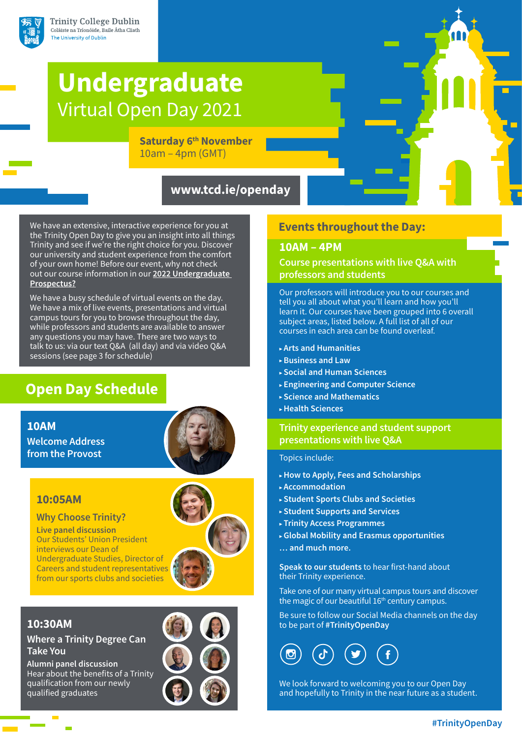Trinity College Dublin
Coláiste na Tríonóide, Baile Átha Cliath
The University of Dublin

# Undergraduate
## Virtual Open Day 2021

**Saturday 6th November**
10am – 4pm (GMT)

**www.tcd.ie/openday**

We have an extensive, interactive experience for you at the Trinity Open Day to give you an insight into all things Trinity and see if we're the right choice for you. Discover our university and student experience from the comfort of your own home! Before our event, why not check out our course information in our **2022 Undergraduate Prospectus?**

We have a busy schedule of virtual events on the day. We have a mix of live events, presentations and virtual campus tours for you to browse throughout the day, while professors and students are available to answer any questions you may have. There are two ways to talk to us: via our text Q&A (all day) and via video Q&A sessions (see page 3 for schedule)

## Open Day Schedule

### 10AM
**Welcome Address from the Provost**

### 10:05AM
**Why Choose Trinity?**

**Live panel discussion**
Our Students' Union President interviews our Dean of Undergraduate Studies, Director of Careers and student representatives from our sports clubs and societies

### 10:30AM
**Where a Trinity Degree Can Take You**

**Alumni panel discussion**
Hear about the benefits of a Trinity qualification from our newly qualified graduates

## Events throughout the Day:

### 10AM – 4PM

**Course presentations with live Q&A with professors and students**

Our professors will introduce you to our courses and tell you all about what you'll learn and how you'll learn it. Our courses have been grouped into 6 overall subject areas, listed below. A full list of all of our courses in each area can be found overleaf.

- **Arts and Humanities**
- **Business and Law**
- **Social and Human Sciences**
- **Engineering and Computer Science**
- **Science and Mathematics**
- **Health Sciences**

**Trinity experience and student support presentations with live Q&A**

Topics include:

- **How to Apply, Fees and Scholarships**
- **Accommodation**
- **Student Sports Clubs and Societies**
- **Student Supports and Services**
- **Trinity Access Programmes**
- **Global Mobility and Erasmus opportunities**

**... and much more.**

**Speak to our students** to hear first-hand about their Trinity experience.

Take one of our many virtual campus tours and discover the magic of our beautiful 16th century campus.

Be sure to follow our Social Media channels on the day to be part of **#TrinityOpenDay**

We look forward to welcoming you to our Open Day and hopefully to Trinity in the near future as a student.

**#TrinityOpenDay**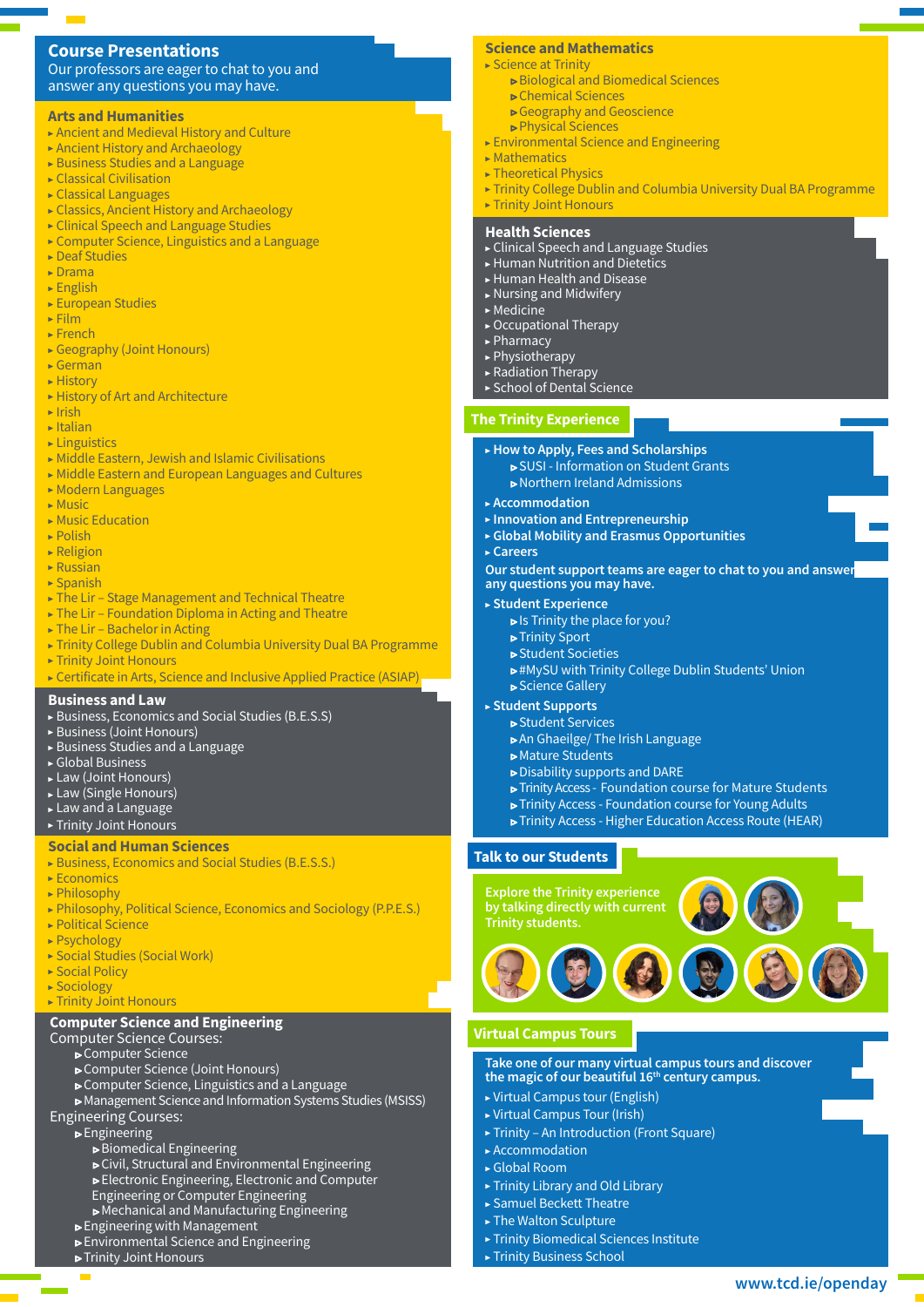## Course Presentations

Our professors are eager to chat to you and answer any questions you may have.

### Arts and Humanities

- Ancient and Medieval History and Culture
- Ancient History and Archaeology
- Business Studies and a Language
- Classical Civilisation
- Classical Languages
- Classics, Ancient History and Archaeology
- Clinical Speech and Language Studies
- Computer Science, Linguistics and a Language
- Deaf Studies
- Drama
- English
- European Studies
- Film
- French
- Geography (Joint Honours)
- German
- History
- History of Art and Architecture
- Irish
- Italian
- Linguistics
- Middle Eastern, Jewish and Islamic Civilisations
- Middle Eastern and European Languages and Cultures
- Modern Languages
- Music
- Music Education
- Polish
- Religion
- Russian
- Spanish
- The Lir – Stage Management and Technical Theatre
- The Lir – Foundation Diploma in Acting and Theatre
- The Lir – Bachelor in Acting
- Trinity College Dublin and Columbia University Dual BA Programme
- Trinity Joint Honours
- Certificate in Arts, Science and Inclusive Applied Practice (ASIAP)

### Business and Law

- Business, Economics and Social Studies (B.E.S.S)
- Business (Joint Honours)
- Business Studies and a Language
- Global Business
- Law (Joint Honours)
- Law (Single Honours)
- Law and a Language
- Trinity Joint Honours

### Social and Human Sciences

- Business, Economics and Social Studies (B.E.S.S.)
- Economics
- Philosophy
- Philosophy, Political Science, Economics and Sociology (P.P.E.S.)
- Political Science
- Psychology
- Social Studies (Social Work)
- Social Policy
- Sociology
- Trinity Joint Honours

### Computer Science and Engineering

Computer Science Courses:

- Computer Science
- Computer Science (Joint Honours)
- Computer Science, Linguistics and a Language
- Management Science and Information Systems Studies (MSISS)

Engineering Courses:

- Engineering
  - Biomedical Engineering
  - Civil, Structural and Environmental Engineering
  - Electronic Engineering, Electronic and Computer Engineering or Computer Engineering
  - Mechanical and Manufacturing Engineering
- Engineering with Management
- Environmental Science and Engineering
- Trinity Joint Honours

### Science and Mathematics

- Science at Trinity
  - Biological and Biomedical Sciences
  - Chemical Sciences
  - Geography and Geoscience
  - Physical Sciences
- Environmental Science and Engineering
- Mathematics
- Theoretical Physics
- Trinity College Dublin and Columbia University Dual BA Programme
- Trinity Joint Honours

### Health Sciences

- Clinical Speech and Language Studies
- Human Nutrition and Dietetics
- Human Health and Disease
- Nursing and Midwifery
- Medicine
- Occupational Therapy
- Pharmacy
- Physiotherapy
- Radiation Therapy
- School of Dental Science

## The Trinity Experience

- **How to Apply, Fees and Scholarships**
  - SUSI - Information on Student Grants
  - Northern Ireland Admissions
- **Accommodation**
- **Innovation and Entrepreneurship**
- **Global Mobility and Erasmus Opportunities**
- **Careers**

**Our student support teams are eager to chat to you and answer any questions you may have.**

- **Student Experience**
  - Is Trinity the place for you?
  - Trinity Sport
  - Student Societies
  - #MySU with Trinity College Dublin Students' Union
  - Science Gallery
- **Student Supports**
  - Student Services
  - An Ghaeilge/ The Irish Language
  - Mature Students
  - Disability supports and DARE
  - Trinity Access - Foundation course for Mature Students
  - Trinity Access - Foundation course for Young Adults
  - Trinity Access - Higher Education Access Route (HEAR)

## Talk to our Students

**Explore the Trinity experience by talking directly with current Trinity students.**

## Virtual Campus Tours

**Take one of our many virtual campus tours and discover the magic of our beautiful 16th century campus.**

- Virtual Campus tour (English)
- Virtual Campus Tour (Irish)
- Trinity – An Introduction (Front Square)
- Accommodation
- Global Room
- Trinity Library and Old Library
- Samuel Beckett Theatre
- The Walton Sculpture
- Trinity Biomedical Sciences Institute
- Trinity Business School

**www.tcd.ie/openday**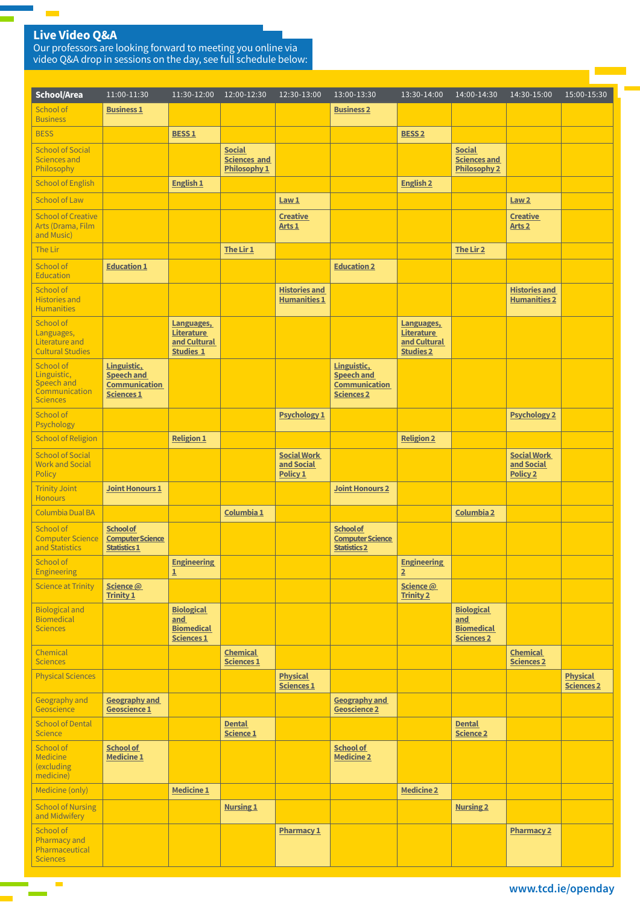## Live Video Q&A

Our professors are looking forward to meeting you online via video Q&A drop in sessions on the day, see full schedule below:

| School/Area | 11:00-11:30 | 11:30-12:00 | 12:00-12:30 | 12:30-13:00 | 13:00-13:30 | 13:30-14:00 | 14:00-14:30 | 14:30-15:00 | 15:00-15:30 |
|---|---|---|---|---|---|---|---|---|---|
| School of Business | Business 1 | | | | Business 2 | | | | |
| BESS | | BESS 1 | | | | BESS 2 | | | |
| School of Social Sciences and Philosophy | | | Social Sciences and Philosophy 1 | | | | Social Sciences and Philosophy 2 | | |
| School of English | | English 1 | | | | English 2 | | | |
| School of Law | | | | Law 1 | | | | Law 2 | |
| School of Creative Arts (Drama, Film and Music) | | | | Creative Arts 1 | | | | Creative Arts 2 | |
| The Lir | | | The Lir 1 | | | | The Lir 2 | | |
| School of Education | Education 1 | | | | Education 2 | | | | |
| School of Histories and Humanities | | | | Histories and Humanities 1 | | | | Histories and Humanities 2 | |
| School of Languages, Literature and Cultural Studies | | Languages, Literature and Cultural Studies 1 | | | | Languages, Literature and Cultural Studies 2 | | | |
| School of Linguistic, Speech and Communication Sciences | Linguistic, Speech and Communication Sciences 1 | | | | Linguistic, Speech and Communication Sciences 2 | | | | |
| School of Psychology | | | | Psychology 1 | | | | Psychology 2 | |
| School of Religion | | Religion 1 | | | | Religion 2 | | | |
| School of Social Work and Social Policy | | | | Social Work and Social Policy 1 | | | | Social Work and Social Policy 2 | |
| Trinity Joint Honours | Joint Honours 1 | | | | Joint Honours 2 | | | | |
| Columbia Dual BA | | | Columbia 1 | | | | Columbia 2 | | |
| School of Computer Science and Statistics | School of Computer Science Statistics 1 | | | | School of Computer Science Statistics 2 | | | | |
| School of Engineering | | Engineering 1 | | | | Engineering 2 | | | |
| Science at Trinity | Science @ Trinity 1 | | | | | Science @ Trinity 2 | | | |
| Biological and Biomedical Sciences | | Biological and Biomedical Sciences 1 | | | | | Biological and Biomedical Sciences 2 | | |
| Chemical Sciences | | | Chemical Sciences 1 | | | | | Chemical Sciences 2 | |
| Physical Sciences | | | | Physical Sciences 1 | | | | | Physical Sciences 2 |
| Geography and Geoscience | Geography and Geoscience 1 | | | | Geography and Geoscience 2 | | | | |
| School of Dental Science | | | Dental Science 1 | | | | Dental Science 2 | | |
| School of Medicine (excluding medicine) | School of Medicine 1 | | | | School of Medicine 2 | | | | |
| Medicine (only) | | Medicine 1 | | | | Medicine 2 | | | |
| School of Nursing and Midwifery | | | Nursing 1 | | | | Nursing 2 | | |
| School of Pharmacy and Pharmaceutical Sciences | | | | Pharmacy 1 | | | | Pharmacy 2 | |

www.tcd.ie/openday